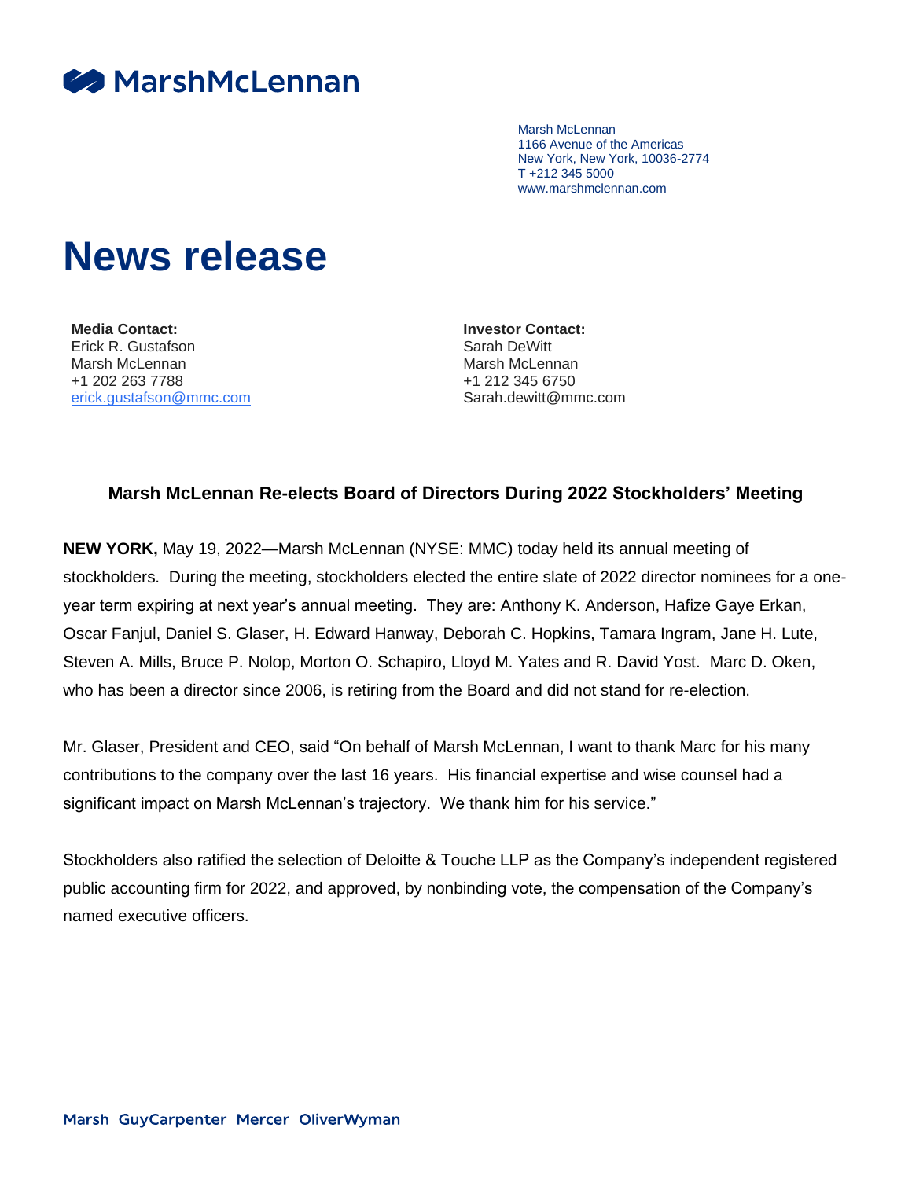MarshMcLennan

Marsh McLennan
1166 Avenue of the Americas
New York, New York, 10036-2774
T +212 345 5000
www.marshmclennan.com

# News release

**Media Contact:**
Erick R. Gustafson
Marsh McLennan
+1 202 263 7788
erick.gustafson@mmc.com

**Investor Contact:**
Sarah DeWitt
Marsh McLennan
+1 212 345 6750
Sarah.dewitt@mmc.com

## Marsh McLennan Re-elects Board of Directors During 2022 Stockholders' Meeting

**NEW YORK,** May 19, 2022—Marsh McLennan (NYSE: MMC) today held its annual meeting of stockholders. During the meeting, stockholders elected the entire slate of 2022 director nominees for a one-year term expiring at next year's annual meeting. They are: Anthony K. Anderson, Hafize Gaye Erkan, Oscar Fanjul, Daniel S. Glaser, H. Edward Hanway, Deborah C. Hopkins, Tamara Ingram, Jane H. Lute, Steven A. Mills, Bruce P. Nolop, Morton O. Schapiro, Lloyd M. Yates and R. David Yost. Marc D. Oken, who has been a director since 2006, is retiring from the Board and did not stand for re-election.

Mr. Glaser, President and CEO, said "On behalf of Marsh McLennan, I want to thank Marc for his many contributions to the company over the last 16 years. His financial expertise and wise counsel had a significant impact on Marsh McLennan's trajectory. We thank him for his service."

Stockholders also ratified the selection of Deloitte & Touche LLP as the Company's independent registered public accounting firm for 2022, and approved, by nonbinding vote, the compensation of the Company's named executive officers.

Marsh GuyCarpenter Mercer OliverWyman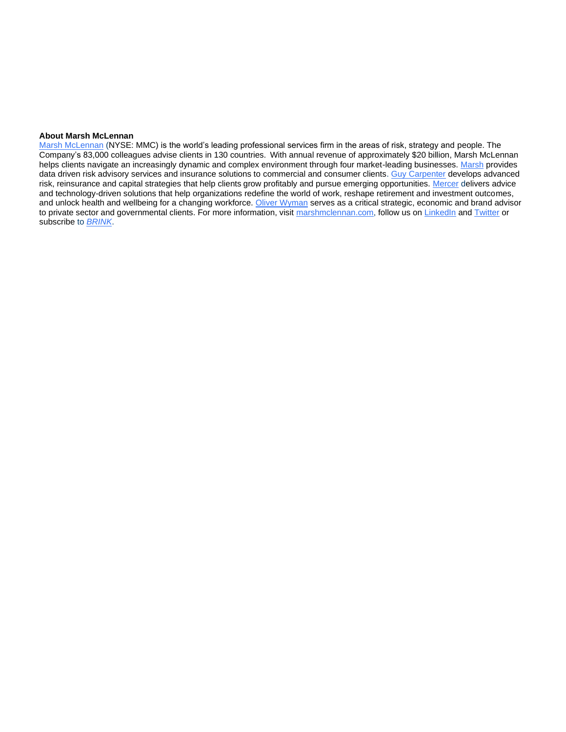**About Marsh McLennan**

Marsh McLennan (NYSE: MMC) is the world's leading professional services firm in the areas of risk, strategy and people. The Company's 83,000 colleagues advise clients in 130 countries. With annual revenue of approximately $20 billion, Marsh McLennan helps clients navigate an increasingly dynamic and complex environment through four market-leading businesses. Marsh provides data driven risk advisory services and insurance solutions to commercial and consumer clients. Guy Carpenter develops advanced risk, reinsurance and capital strategies that help clients grow profitably and pursue emerging opportunities. Mercer delivers advice and technology-driven solutions that help organizations redefine the world of work, reshape retirement and investment outcomes, and unlock health and wellbeing for a changing workforce. Oliver Wyman serves as a critical strategic, economic and brand advisor to private sector and governmental clients. For more information, visit marshmclennan.com, follow us on LinkedIn and Twitter or subscribe to *BRINK*.